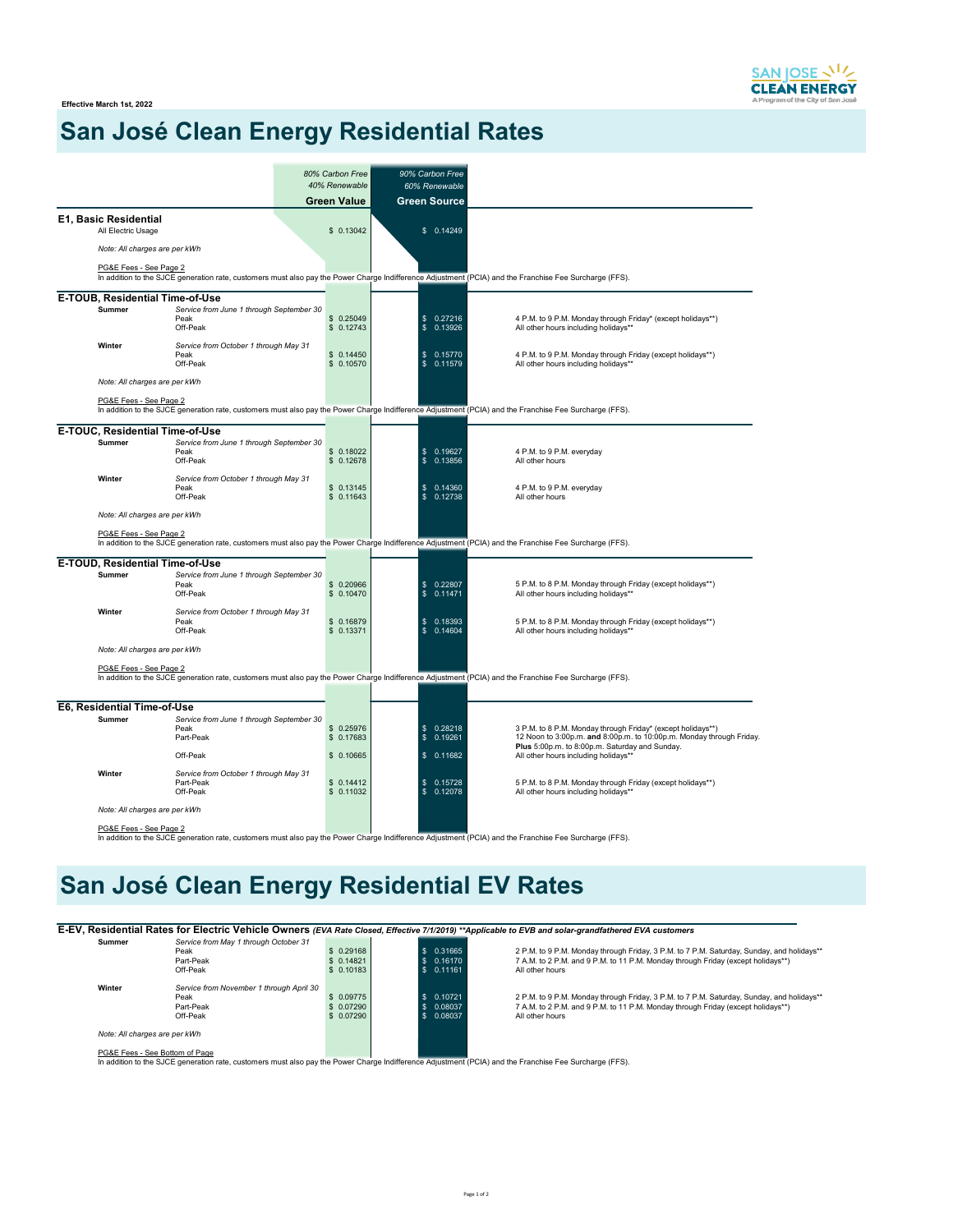Effective March 1st, 2022

# San José Clean Energy Residential Rates

| | | | 80% Carbon Free 40% Renewable **Green Value** | 90% Carbon Free 60% Renewable **Green Source** | |
|---|---|---|---|---|---|
| **E1, Basic Residential** | | | | | |
| | All Electric Usage | | $ 0.13042 | $ 0.14249 | |
| | *Note: All charges are per kWh* | | | | |
| | PG&E Fees - See Page 2 | | | | |
| In addition to the SJCE generation rate, customers must also pay the Power Charge Indifference Adjustment (PCIA) and the Franchise Fee Surcharge (FFS). | | | | | |
| **E-TOUB, Residential Time-of-Use** | | | | | |
| **Summer** | | *Service from June 1 through September 30* | | | |
| | | Peak | $ 0.25049 | $ 0.27216 | 4 P.M. to 9 P.M. Monday through Friday* (except holidays**) |
| | | Off-Peak | $ 0.12743 | $ 0.13926 | All other hours including holidays** |
| **Winter** | | *Service from October 1 through May 31* | | | |
| | | Peak | $ 0.14450 | $ 0.15770 | 4 P.M. to 9 P.M. Monday through Friday (except holidays**) |
| | | Off-Peak | $ 0.10570 | $ 0.11579 | All other hours including holidays** |
| | *Note: All charges are per kWh* | | | | |
| | PG&E Fees - See Page 2 | | | | |
| In addition to the SJCE generation rate, customers must also pay the Power Charge Indifference Adjustment (PCIA) and the Franchise Fee Surcharge (FFS). | | | | | |
| **E-TOUC, Residential Time-of-Use** | | | | | |
| **Summer** | | *Service from June 1 through September 30* | | | |
| | | Peak | $ 0.18022 | $ 0.19627 | 4 P.M. to 9 P.M. everyday |
| | | Off-Peak | $ 0.12678 | $ 0.13856 | All other hours |
| **Winter** | | *Service from October 1 through May 31* | | | |
| | | Peak | $ 0.13145 | $ 0.14360 | 4 P.M. to 9 P.M. everyday |
| | | Off-Peak | $ 0.11643 | $ 0.12738 | All other hours |
| | *Note: All charges are per kWh* | | | | |
| | PG&E Fees - See Page 2 | | | | |
| In addition to the SJCE generation rate, customers must also pay the Power Charge Indifference Adjustment (PCIA) and the Franchise Fee Surcharge (FFS). | | | | | |
| **E-TOUD, Residential Time-of-Use** | | | | | |
| **Summer** | | *Service from June 1 through September 30* | | | |
| | | Peak | $ 0.20966 | $ 0.22807 | 5 P.M. to 8 P.M. Monday through Friday (except holidays**) |
| | | Off-Peak | $ 0.10470 | $ 0.11471 | All other hours including holidays** |
| **Winter** | | *Service from October 1 through May 31* | | | |
| | | Peak | $ 0.16879 | $ 0.18393 | 5 P.M. to 8 P.M. Monday through Friday (except holidays**) |
| | | Off-Peak | $ 0.13371 | $ 0.14604 | All other hours including holidays** |
| | *Note: All charges are per kWh* | | | | |
| | PG&E Fees - See Page 2 | | | | |
| In addition to the SJCE generation rate, customers must also pay the Power Charge Indifference Adjustment (PCIA) and the Franchise Fee Surcharge (FFS). | | | | | |
| **E6, Residential Time-of-Use** | | | | | |
| **Summer** | | *Service from June 1 through September 30* | | | |
| | | Peak | $ 0.25976 | $ 0.28218 | 3 P.M. to 8 P.M. Monday through Friday* (except holidays**) |
| | | Part-Peak | $ 0.17683 | $ 0.19261 | 12 Noon to 3:00p.m. **and** 8:00p.m. to 10:00p.m. Monday through Friday. **Plus** 5:00p.m. to 8:00p.m. Saturday and Sunday. |
| | | Off-Peak | $ 0.10665 | $ 0.11682 | All other hours including holidays** |
| **Winter** | | *Service from October 1 through May 31* | | | |
| | | Part-Peak | $ 0.14412 | $ 0.15728 | 5 P.M. to 8 P.M. Monday through Friday (except holidays**) |
| | | Off-Peak | $ 0.11032 | $ 0.12078 | All other hours including holidays** |
| | *Note: All charges are per kWh* | | | | |
| | PG&E Fees - See Page 2 | | | | |
| In addition to the SJCE generation rate, customers must also pay the Power Charge Indifference Adjustment (PCIA) and the Franchise Fee Surcharge (FFS). | | | | | |

# San José Clean Energy Residential EV Rates

| | | | Green Value | Green Source | |
|---|---|---|---|---|---|
| **E-EV, Residential Rates for Electric Vehicle Owners** *(EVA Rate Closed, Effective 7/1/2019) **Applicable to EVB and solar-grandfathered EVA customers* | | | | | |
| **Summer** | | *Service from May 1 through October 31* | | | |
| | | Peak | $ 0.29168 | $ 0.31665 | 2 P.M. to 9 P.M. Monday through Friday, 3 P.M. to 7 P.M. Saturday, Sunday, and holidays** |
| | | Part-Peak | $ 0.14821 | $ 0.16170 | 7 A.M. to 2 P.M. and 9 P.M. to 11 P.M. Monday through Friday (except holidays**) |
| | | Off-Peak | $ 0.10183 | $ 0.11161 | All other hours |
| **Winter** | | *Service from November 1 through April 30* | | | |
| | | Peak | $ 0.09775 | $ 0.10721 | 2 P.M. to 9 P.M. Monday through Friday, 3 P.M. to 7 P.M. Saturday, Sunday, and holidays** |
| | | Part-Peak | $ 0.07290 | $ 0.08037 | 7 A.M. to 2 P.M. and 9 P.M. to 11 P.M. Monday through Friday (except holidays**) |
| | | Off-Peak | $ 0.07290 | $ 0.08037 | All other hours |
| | *Note: All charges are per kWh* | | | | |
| | PG&E Fees - See Bottom of Page | | | | |
| In addition to the SJCE generation rate, customers must also pay the Power Charge Indifference Adjustment (PCIA) and the Franchise Fee Surcharge (FFS). | | | | | |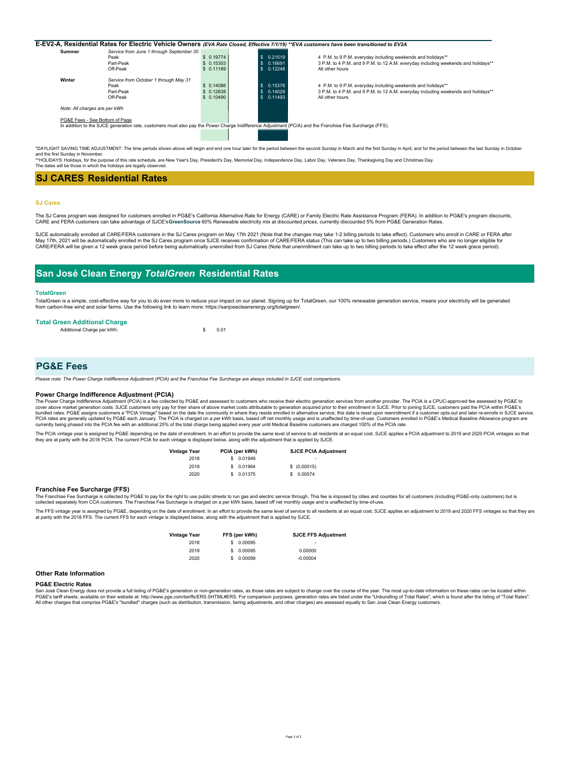## E-EV2-A, Residential Rates for Electric Vehicle Owners *(EVA Rate Closed, Effective 7/1/19) **EVA customers have been transitioned to EV2A*

| | | | | |
|---|---|---|---|---|
| **Summer** | *Service from June 1 through September 30* | | | |
| | Peak | $ 0.19774 | $ 0.21519 | 4 P.M. to 9 P.M. everyday including weekends and holidays** |
| | Part-Peak | $ 0.15303 | $ 0.16691 | 3 P.M. to 4 P.M. and 9 P.M. to 12 A.M. everyday including weekends and holidays** |
| | Off-Peak | $ 0.11189 | $ 0.12248 | All other hours |
| **Winter** | *Service from October 1 through May 31* | | | |
| | Peak | $ 0.14086 | $ 0.15376 | 4 P.M. to 9 P.M. everyday including weekends and holidays** |
| | Part-Peak | $ 0.12838 | $ 0.14029 | 3 P.M. to 4 P.M. and 9 P.M. to 12 A.M. everyday including weekends and holidays** |
| | Off-Peak | $ 0.10490 | $ 0.11493 | All other hours |

*Note: All charges are per kWh*

PG&E Fees - See Bottom of Page

In addition to the SJCE generation rate, customers must also pay the Power Charge Indifference Adjustment (PCIA) and the Franchise Fee Surcharge (FFS).

*DAYLIGHT SAVING TIME ADJUSTMENT: The time periods shown above will begin and end one hour later for the period between the second Sunday in March and the first Sunday in April, and for the period between the last Sunday in October and the first Sunday in November.

**HOLIDAYS: Holidays, for the purpose of this rate schedule, are New Year's Day, President's Day, Memorial Day, Independence Day, Labor Day, Veterans Day, Thanksgiving Day and Christmas Day. The dates will be those in which the holidays are legally observed.

# SJ CARES Residential Rates

### SJ Cares

The SJ Cares program was designed for customers enrolled in PG&E's California Alternative Rate for Energy (CARE) or Family Electric Rate Assistance Program (FERA). In addition to PG&E's program discounts, CARE and FERA customers can take advantage of SJCE's **GreenSource** 60% Renewable electricity mix at discounted prices, currently discounted 5% from PG&E Generation Rates.

SJCE automatically enrolled all CARE/FERA customers in the SJ Cares program on May 17th 2021 (Note that the changes may take 1-2 billing periods to take effect). Customers who enroll in CARE or FERA after May 17th, 2021 will be automatically enrolled in the SJ Cares program once SJCE receives confirmation of CARE/FERA status (This can take up to two billing periods.) Customers who are no longer eligible for CARE/FERA will be given a 12 week grace period before being automatically unenrolled from SJ Cares (Note that unenrollment can take up to two billing periods to take effect after the 12 week grace period).

# San José Clean Energy *TotalGreen* Residential Rates

### TotalGreen

TotalGreen is a simple, cost-effective way for you to do even more to reduce your impact on our planet. Signing up for TotalGreen, our 100% renewable generation service, means your electricity will be generated from carbon-free wind and solar farms. Use the following link to learn more: https://sanjosecleanenergy.org/totalgreen/.

### Total Green Additional Charge

Additional Charge per kWh: $ 0.01

# PG&E Fees

*Please note: The Power Charge Indifference Adjustment (PCIA) and the Franchise Fee Surcharge are always included in SJCE cost comparisons.*

### Power Charge Indifference Adjustment (PCIA)

The Power Charge Indifference Adjustment (PCIA) is a fee collected by PG&E and assessed to customers who receive their electric generation services from another provider. The PCIA is a CPUC-approved fee assessed by PG&E to cover above market generation costs. SJCE customers only pay for their share of above market costs attributable to generation acquired prior to their enrollment in SJCE. Prior to joining SJCE, customers paid the PCIA within PG&E's bundled rates. PG&E assigns customers a "PCIA Vintage" based on the date the community in where they reside enrolled in alternative service; this date is reset upon reenrollment if a customer opts-out and later re-enrolls in SJCE service. PCIA rates are generally updated by PG&E each January. The PCIA is charged on a per kWh basis, based off net monthly usage and is unaffected by time-of-use. Customers enrolled in PG&E's Medical Baseline Allowance program are currently being phased into the PCIA fee with an additional 25% of the total charge being applied every year until Medical Baseline customers are charged 100% of the PCIA rate.

The PCIA vintage year is assigned by PG&E depending on the date of enrollment. In an effort to provide the same level of service to all residents at an equal cost, SJCE applies a PCIA adjustment to 2019 and 2020 PCIA vintages so that they are at parity with the 2018 PCIA. The current PCIA for each vintage is displayed below, along with the adjustment that is applied by SJCE.

| Vintage Year | PCIA (per kWh) | SJCE PCIA Adjustment |
|---|---|---|
| 2018 | $ 0.01949 | - |
| 2019 | $ 0.01964 | $ (0.00015) |
| 2020 | $ 0.01375 | $ 0.00574 |

### Franchise Fee Surcharge (FFS)

The Franchise Fee Surcharge is collected by PG&E to pay for the right to use public streets to run gas and electric service through. This fee is imposed by cities and counties for all customers (including PG&E-only customers) but is collected separately from CCA customers. The Franchise Fee Surcharge is charged on a per kWh basis, based off net monthly usage and is unaffected by time-of-use.

The FFS vintage year is assigned by PG&E, depending on the date of enrollment. In an effort to provide the same level of service to all residents at an equal cost, SJCE applies an adjustment to 2019 and 2020 FFS vintages so that they are at parity with the 2018 FFS. The current FFS for each vintage is displayed below, along with the adjustment that is applied by SJCE.

| Vintage Year | FFS (per kWh) | SJCE FFS Adjustment |
|---|---|---|
| 2018 | $ 0.00095 | - |
| 2019 | $ 0.00095 | 0.00000 |
| 2020 | $ 0.00099 | -0.00004 |

### Other Rate Information

#### PG&E Electric Rates

San José Clean Energy does not provide a full listing of PG&E's generation or non-generation rates, as those rates are subject to change over the course of the year. The most up-to-date information on these rates can be located within PG&E's tariff sheets, available on their website at: http://www.pge.com/tariffs/ERS.SHTML#ERS. For comparison purposes, generation rates are listed under the "Unbundling of Total Rates", which is found after the listing of "Total Rates". All other charges that comprise PG&E's "bundled" charges (such as distribution, transmission, tiering adjustments, and other charges) are assessed equally to San José Clean Energy customers.